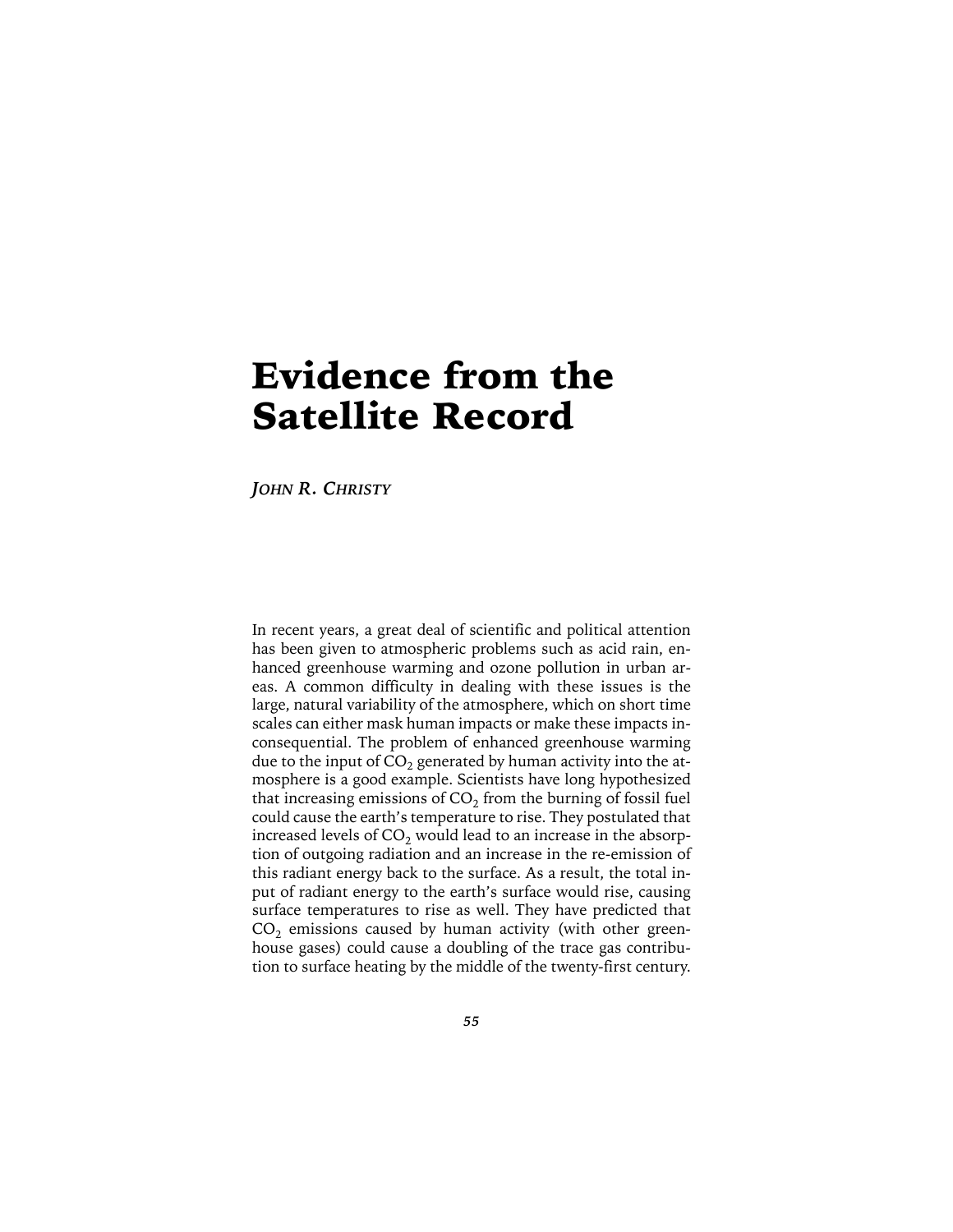# Evidence from the Satellite Record

*John R. Christy*

In recent years, a great deal of scientific and political attention has been given to atmospheric problems such as acid rain, enhanced greenhouse warming and ozone pollution in urban areas. A common difficulty in dealing with these issues is the large, natural variability of the atmosphere, which on short time scales can either mask human impacts or make these impacts inconsequential. The problem of enhanced greenhouse warming due to the input of $CO_2$ generated by human activity into the atmosphere is a good example. Scientists have long hypothesized that increasing emissions of $CO_2$ from the burning of fossil fuel could cause the earth's temperature to rise. They postulated that increased levels of $CO_2$ would lead to an increase in the absorption of outgoing radiation and an increase in the re-emission of this radiant energy back to the surface. As a result, the total input of radiant energy to the earth's surface would rise, causing surface temperatures to rise as well. They have predicted that $CO_2$ emissions caused by human activity (with other greenhouse gases) could cause a doubling of the trace gas contribution to surface heating by the middle of the twenty-first century.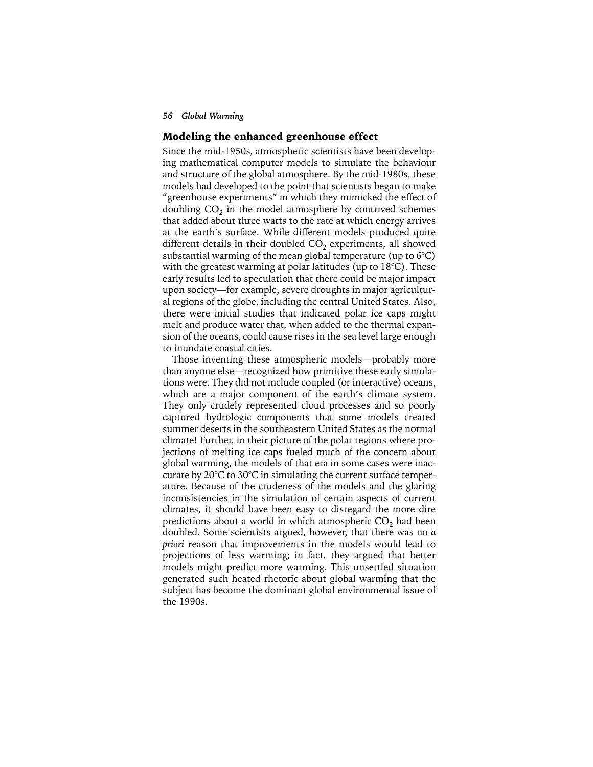## Modeling the enhanced greenhouse effect

Since the mid-1950s, atmospheric scientists have been developing mathematical computer models to simulate the behaviour and structure of the global atmosphere. By the mid-1980s, these models had developed to the point that scientists began to make "greenhouse experiments" in which they mimicked the effect of doubling $CO_2$ in the model atmosphere by contrived schemes that added about three watts to the rate at which energy arrives at the earth's surface. While different models produced quite different details in their doubled $CO_2$ experiments, all showed substantial warming of the mean global temperature (up to 6°C) with the greatest warming at polar latitudes (up to 18°C). These early results led to speculation that there could be major impact upon society—for example, severe droughts in major agricultural regions of the globe, including the central United States. Also, there were initial studies that indicated polar ice caps might melt and produce water that, when added to the thermal expansion of the oceans, could cause rises in the sea level large enough to inundate coastal cities.

Those inventing these atmospheric models—probably more than anyone else—recognized how primitive these early simulations were. They did not include coupled (or interactive) oceans, which are a major component of the earth's climate system. They only crudely represented cloud processes and so poorly captured hydrologic components that some models created summer deserts in the southeastern United States as the normal climate! Further, in their picture of the polar regions where projections of melting ice caps fueled much of the concern about global warming, the models of that era in some cases were inaccurate by 20°C to 30°C in simulating the current surface temperature. Because of the crudeness of the models and the glaring inconsistencies in the simulation of certain aspects of current climates, it should have been easy to disregard the more dire predictions about a world in which atmospheric $CO_2$ had been doubled. Some scientists argued, however, that there was no *a priori* reason that improvements in the models would lead to projections of less warming; in fact, they argued that better models might predict more warming. This unsettled situation generated such heated rhetoric about global warming that the subject has become the dominant global environmental issue of the 1990s.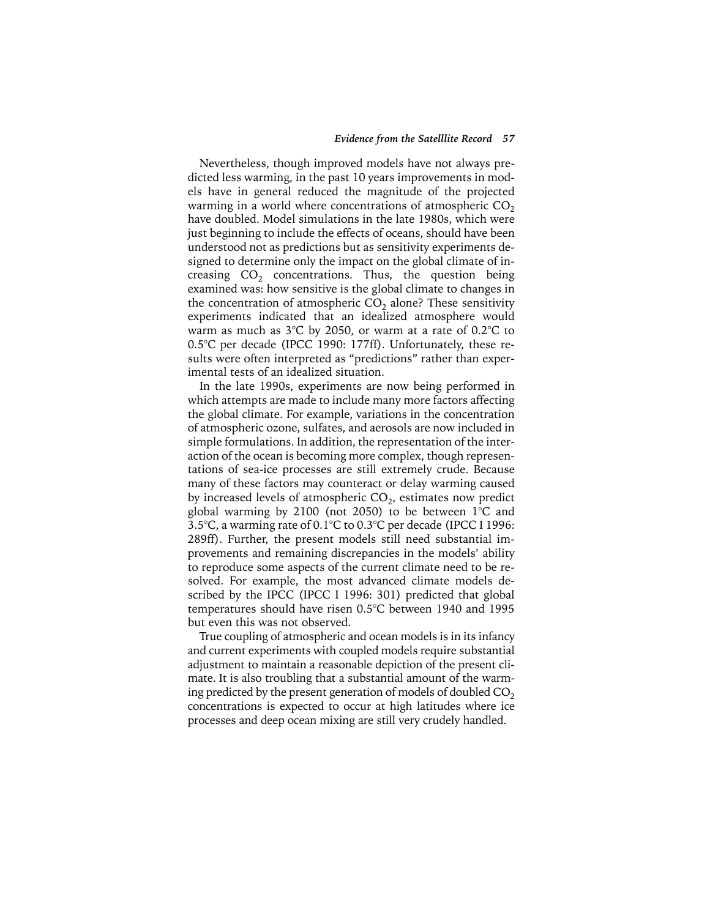Nevertheless, though improved models have not always predicted less warming, in the past 10 years improvements in models have in general reduced the magnitude of the projected warming in a world where concentrations of atmospheric $CO_2$ have doubled. Model simulations in the late 1980s, which were just beginning to include the effects of oceans, should have been understood not as predictions but as sensitivity experiments designed to determine only the impact on the global climate of increasing $CO_2$ concentrations. Thus, the question being examined was: how sensitive is the global climate to changes in the concentration of atmospheric $CO_2$ alone? These sensitivity experiments indicated that an idealized atmosphere would warm as much as 3°C by 2050, or warm at a rate of 0.2°C to 0.5°C per decade (IPCC 1990: 177ff). Unfortunately, these results were often interpreted as "predictions" rather than experimental tests of an idealized situation.

In the late 1990s, experiments are now being performed in which attempts are made to include many more factors affecting the global climate. For example, variations in the concentration of atmospheric ozone, sulfates, and aerosols are now included in simple formulations. In addition, the representation of the interaction of the ocean is becoming more complex, though representations of sea-ice processes are still extremely crude. Because many of these factors may counteract or delay warming caused by increased levels of atmospheric $CO_2$, estimates now predict global warming by 2100 (not 2050) to be between 1°C and 3.5°C, a warming rate of 0.1°C to 0.3°C per decade (IPCC I 1996: 289ff). Further, the present models still need substantial improvements and remaining discrepancies in the models' ability to reproduce some aspects of the current climate need to be resolved. For example, the most advanced climate models described by the IPCC (IPCC I 1996: 301) predicted that global temperatures should have risen 0.5°C between 1940 and 1995 but even this was not observed.

True coupling of atmospheric and ocean models is in its infancy and current experiments with coupled models require substantial adjustment to maintain a reasonable depiction of the present climate. It is also troubling that a substantial amount of the warming predicted by the present generation of models of doubled $CO_2$ concentrations is expected to occur at high latitudes where ice processes and deep ocean mixing are still very crudely handled.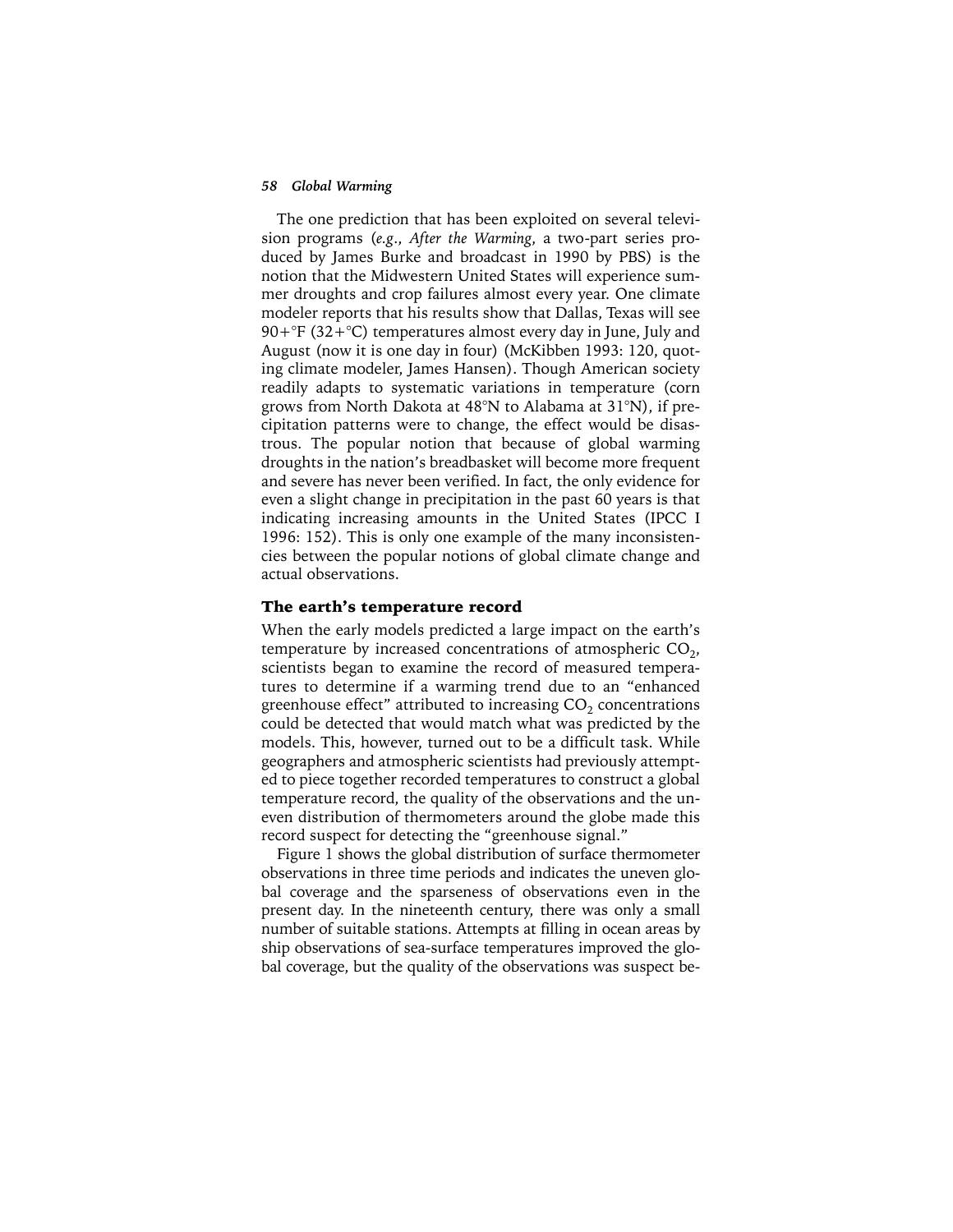The one prediction that has been exploited on several television programs (*e.g.*, *After the Warming*, a two-part series produced by James Burke and broadcast in 1990 by PBS) is the notion that the Midwestern United States will experience summer droughts and crop failures almost every year. One climate modeler reports that his results show that Dallas, Texas will see 90+°F (32+°C) temperatures almost every day in June, July and August (now it is one day in four) (McKibben 1993: 120, quoting climate modeler, James Hansen). Though American society readily adapts to systematic variations in temperature (corn grows from North Dakota at 48°N to Alabama at 31°N), if precipitation patterns were to change, the effect would be disastrous. The popular notion that because of global warming droughts in the nation's breadbasket will become more frequent and severe has never been verified. In fact, the only evidence for even a slight change in precipitation in the past 60 years is that indicating increasing amounts in the United States (IPCC I 1996: 152). This is only one example of the many inconsistencies between the popular notions of global climate change and actual observations.

## The earth's temperature record

When the early models predicted a large impact on the earth's temperature by increased concentrations of atmospheric $CO_2$, scientists began to examine the record of measured temperatures to determine if a warming trend due to an "enhanced greenhouse effect" attributed to increasing $CO_2$ concentrations could be detected that would match what was predicted by the models. This, however, turned out to be a difficult task. While geographers and atmospheric scientists had previously attempted to piece together recorded temperatures to construct a global temperature record, the quality of the observations and the uneven distribution of thermometers around the globe made this record suspect for detecting the "greenhouse signal."

Figure 1 shows the global distribution of surface thermometer observations in three time periods and indicates the uneven global coverage and the sparseness of observations even in the present day. In the nineteenth century, there was only a small number of suitable stations. Attempts at filling in ocean areas by ship observations of sea-surface temperatures improved the global coverage, but the quality of the observations was suspect be-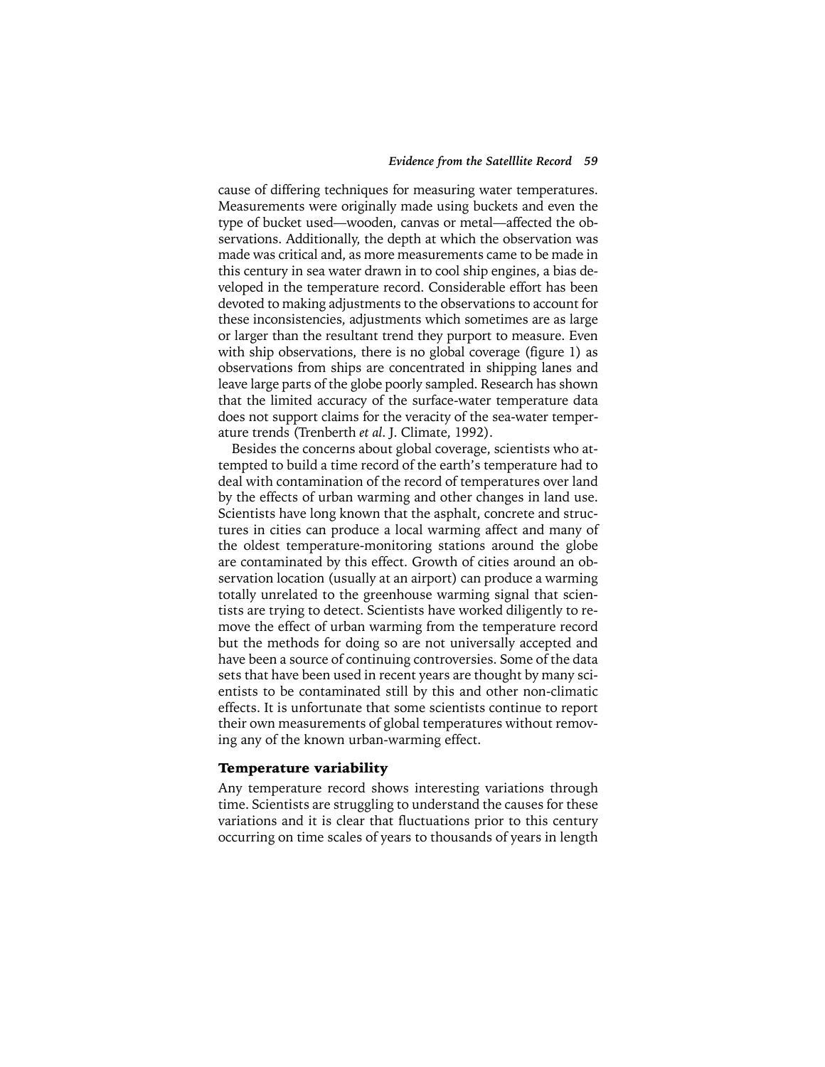cause of differing techniques for measuring water temperatures. Measurements were originally made using buckets and even the type of bucket used—wooden, canvas or metal—affected the observations. Additionally, the depth at which the observation was made was critical and, as more measurements came to be made in this century in sea water drawn in to cool ship engines, a bias developed in the temperature record. Considerable effort has been devoted to making adjustments to the observations to account for these inconsistencies, adjustments which sometimes are as large or larger than the resultant trend they purport to measure. Even with ship observations, there is no global coverage (figure 1) as observations from ships are concentrated in shipping lanes and leave large parts of the globe poorly sampled. Research has shown that the limited accuracy of the surface-water temperature data does not support claims for the veracity of the sea-water temperature trends (Trenberth *et al*. J. Climate, 1992).

Besides the concerns about global coverage, scientists who attempted to build a time record of the earth's temperature had to deal with contamination of the record of temperatures over land by the effects of urban warming and other changes in land use. Scientists have long known that the asphalt, concrete and structures in cities can produce a local warming affect and many of the oldest temperature-monitoring stations around the globe are contaminated by this effect. Growth of cities around an observation location (usually at an airport) can produce a warming totally unrelated to the greenhouse warming signal that scientists are trying to detect. Scientists have worked diligently to remove the effect of urban warming from the temperature record but the methods for doing so are not universally accepted and have been a source of continuing controversies. Some of the data sets that have been used in recent years are thought by many scientists to be contaminated still by this and other non-climatic effects. It is unfortunate that some scientists continue to report their own measurements of global temperatures without removing any of the known urban-warming effect.

## Temperature variability

Any temperature record shows interesting variations through time. Scientists are struggling to understand the causes for these variations and it is clear that fluctuations prior to this century occurring on time scales of years to thousands of years in length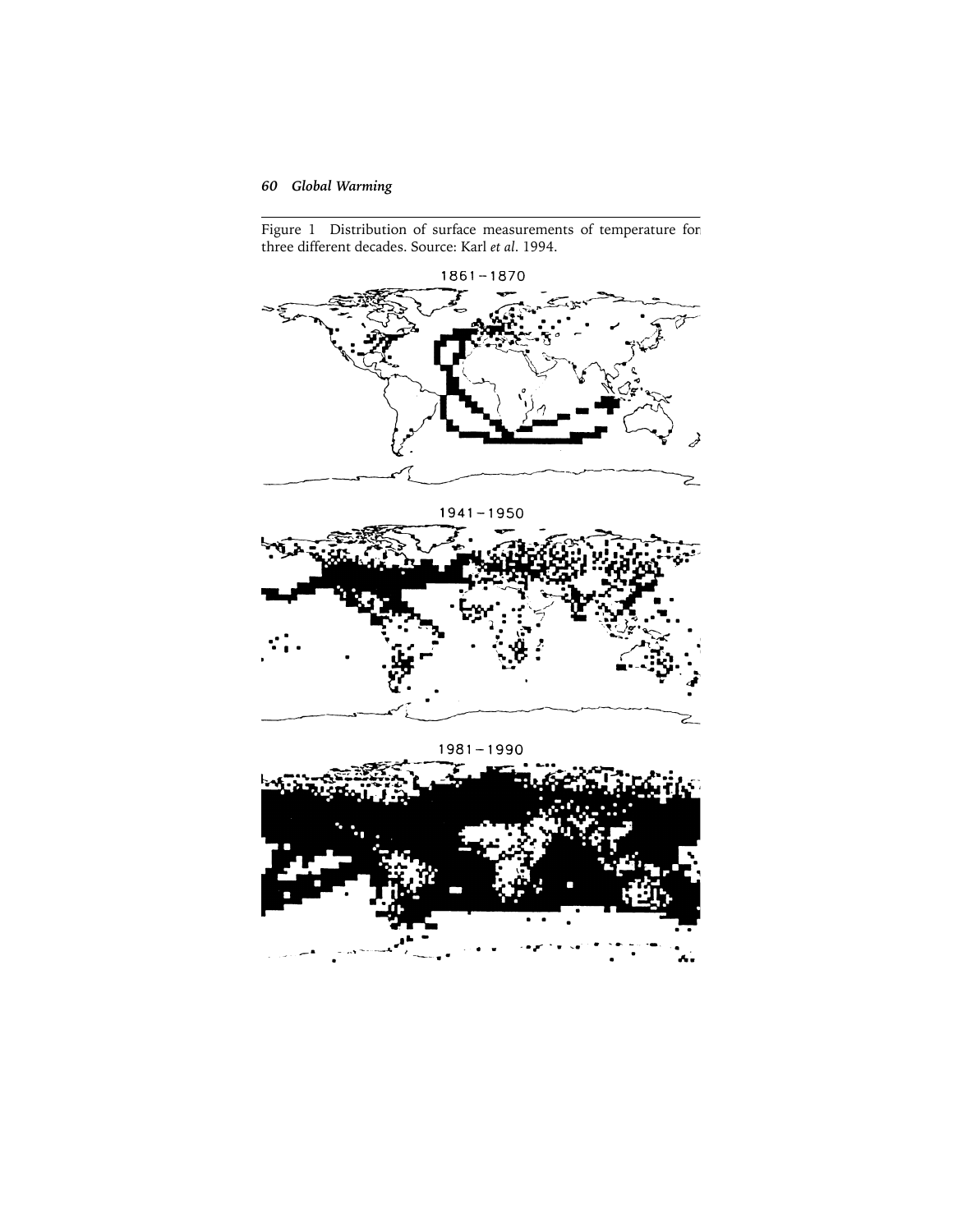Figure 1 Distribution of surface measurements of temperature for three different decades. Source: Karl *et al.* 1994.

1861–1870

1941–1950

1981–1990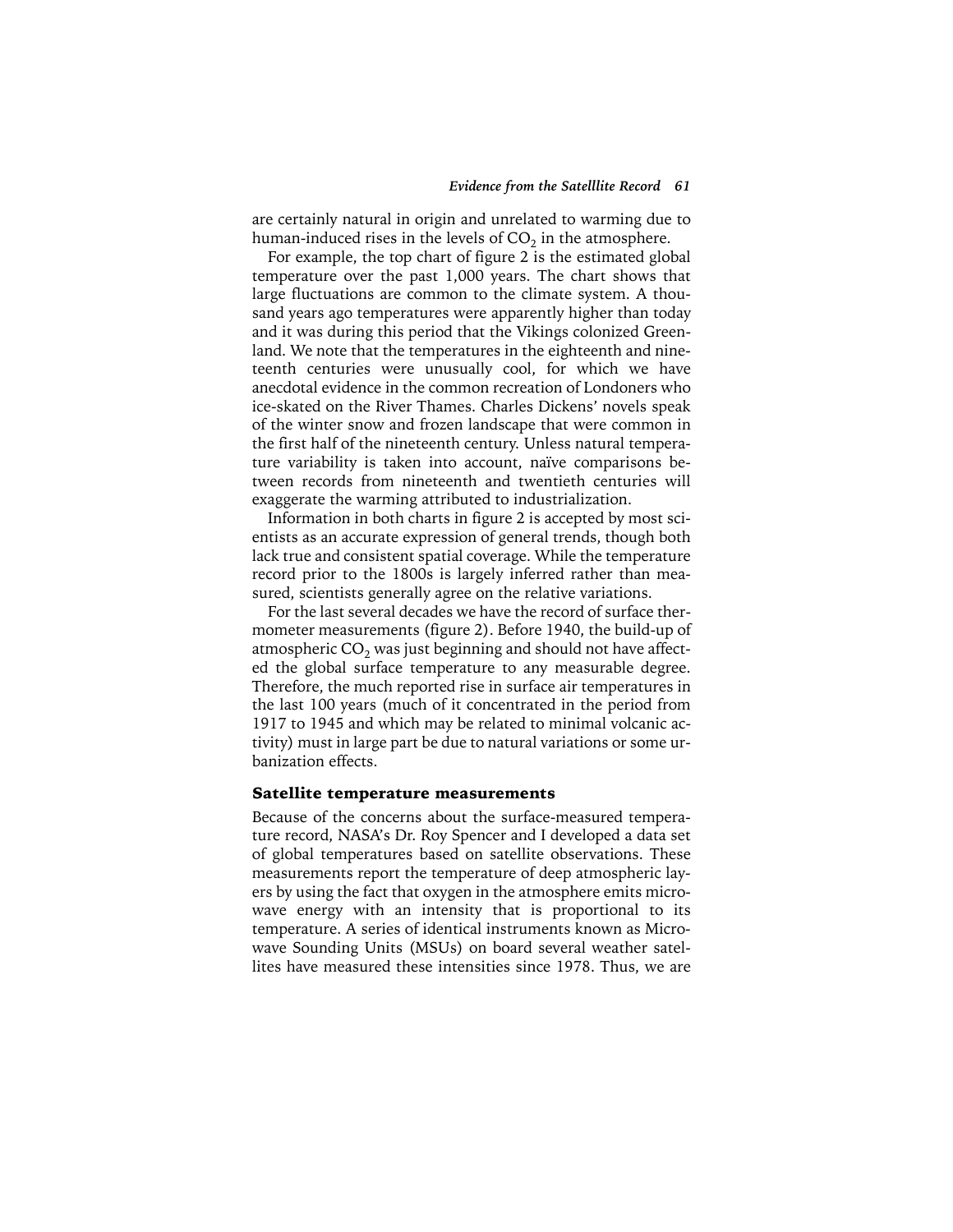are certainly natural in origin and unrelated to warming due to human-induced rises in the levels of $CO_2$ in the atmosphere.

For example, the top chart of figure 2 is the estimated global temperature over the past 1,000 years. The chart shows that large fluctuations are common to the climate system. A thousand years ago temperatures were apparently higher than today and it was during this period that the Vikings colonized Greenland. We note that the temperatures in the eighteenth and nineteenth centuries were unusually cool, for which we have anecdotal evidence in the common recreation of Londoners who ice-skated on the River Thames. Charles Dickens' novels speak of the winter snow and frozen landscape that were common in the first half of the nineteenth century. Unless natural temperature variability is taken into account, naïve comparisons between records from nineteenth and twentieth centuries will exaggerate the warming attributed to industrialization.

Information in both charts in figure 2 is accepted by most scientists as an accurate expression of general trends, though both lack true and consistent spatial coverage. While the temperature record prior to the 1800s is largely inferred rather than measured, scientists generally agree on the relative variations.

For the last several decades we have the record of surface thermometer measurements (figure 2). Before 1940, the build-up of atmospheric $CO_2$ was just beginning and should not have affected the global surface temperature to any measurable degree. Therefore, the much reported rise in surface air temperatures in the last 100 years (much of it concentrated in the period from 1917 to 1945 and which may be related to minimal volcanic activity) must in large part be due to natural variations or some urbanization effects.

## Satellite temperature measurements

Because of the concerns about the surface-measured temperature record, NASA's Dr. Roy Spencer and I developed a data set of global temperatures based on satellite observations. These measurements report the temperature of deep atmospheric layers by using the fact that oxygen in the atmosphere emits microwave energy with an intensity that is proportional to its temperature. A series of identical instruments known as Microwave Sounding Units (MSUs) on board several weather satellites have measured these intensities since 1978. Thus, we are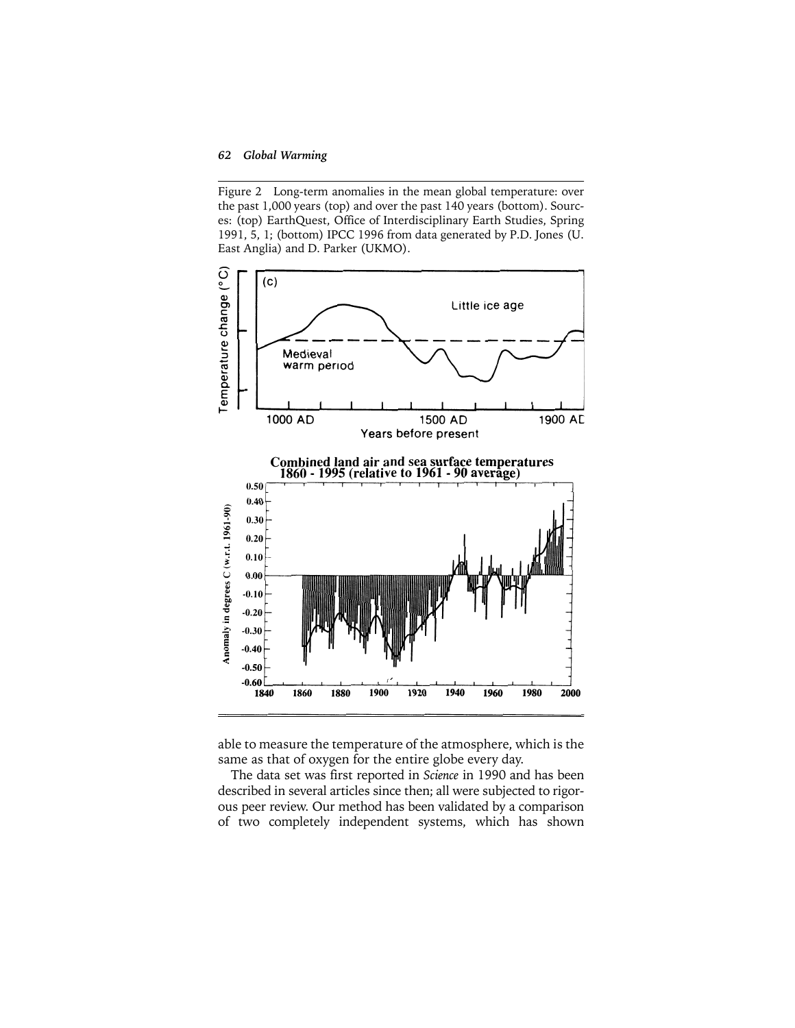Figure 2 Long-term anomalies in the mean global temperature: over the past 1,000 years (top) and over the past 140 years (bottom). Sources: (top) EarthQuest, Office of Interdisciplinary Earth Studies, Spring 1991, 5, 1; (bottom) IPCC 1996 from data generated by P.D. Jones (U. East Anglia) and D. Parker (UKMO).

able to measure the temperature of the atmosphere, which is the same as that of oxygen for the entire globe every day.

The data set was first reported in *Science* in 1990 and has been described in several articles since then; all were subjected to rigorous peer review. Our method has been validated by a comparison of two completely independent systems, which has shown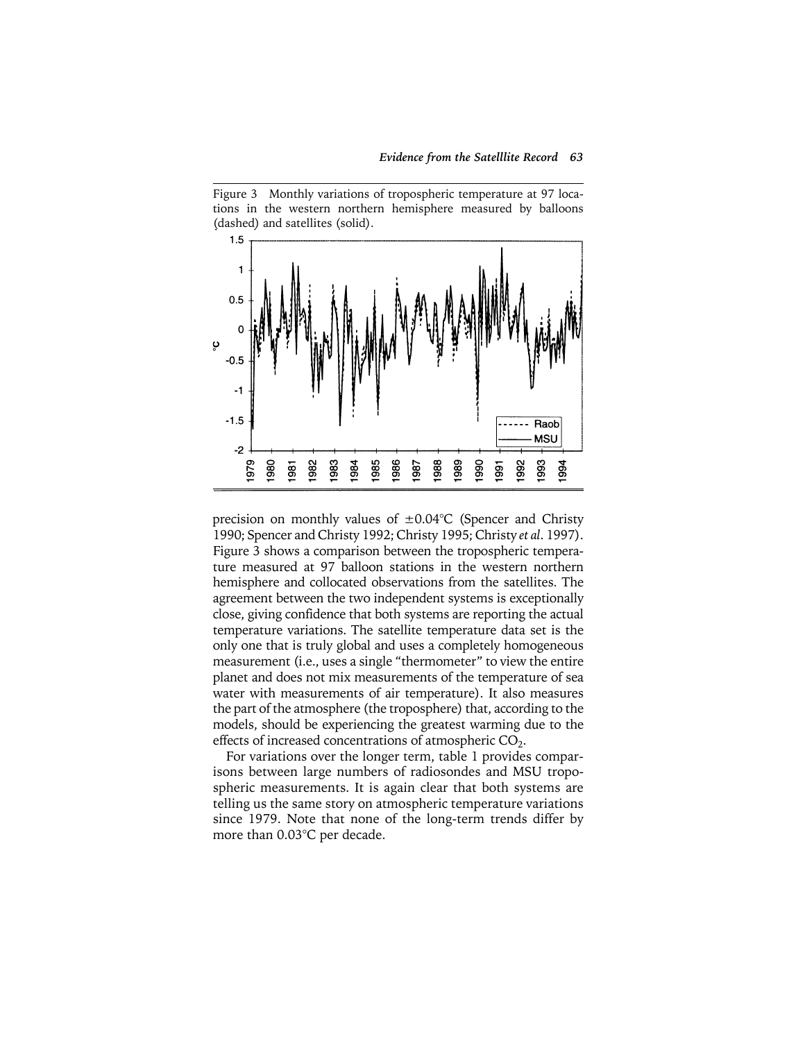Figure 3 Monthly variations of tropospheric temperature at 97 locations in the western northern hemisphere measured by balloons (dashed) and satellites (solid).

precision on monthly values of ±0.04°C (Spencer and Christy 1990; Spencer and Christy 1992; Christy 1995; Christy *et al*. 1997). Figure 3 shows a comparison between the tropospheric temperature measured at 97 balloon stations in the western northern hemisphere and collocated observations from the satellites. The agreement between the two independent systems is exceptionally close, giving confidence that both systems are reporting the actual temperature variations. The satellite temperature data set is the only one that is truly global and uses a completely homogeneous measurement (i.e., uses a single "thermometer" to view the entire planet and does not mix measurements of the temperature of sea water with measurements of air temperature). It also measures the part of the atmosphere (the troposphere) that, according to the models, should be experiencing the greatest warming due to the effects of increased concentrations of atmospheric $CO_2$.

For variations over the longer term, table 1 provides comparisons between large numbers of radiosondes and MSU tropospheric measurements. It is again clear that both systems are telling us the same story on atmospheric temperature variations since 1979. Note that none of the long-term trends differ by more than 0.03°C per decade.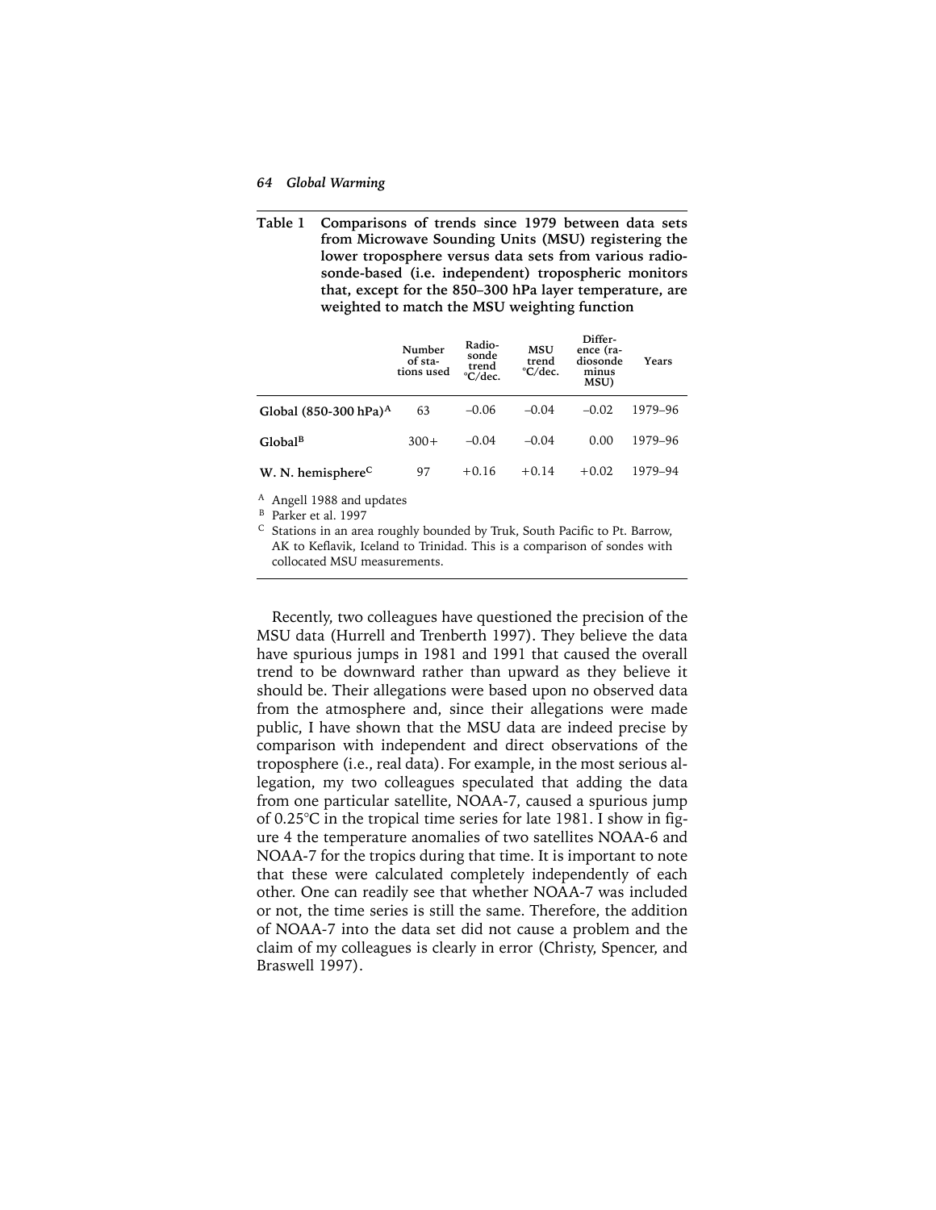**Table 1** **Comparisons of trends since 1979 between data sets from Microwave Sounding Units (MSU) registering the lower troposphere versus data sets from various radiosonde-based (i.e. independent) tropospheric monitors that, except for the 850–300 hPa layer temperature, are weighted to match the MSU weighting function**

| | Number of stations used | Radiosonde trend °C/dec. | MSU trend °C/dec. | Difference (radiosonde minus MSU) | Years |
|---|---|---|---|---|---|
| **Global (850-300 hPa)**[A] | 63 | –0.06 | –0.04 | –0.02 | 1979–96 |
| **Global**[B] | 300+ | –0.04 | –0.04 | 0.00 | 1979–96 |
| **W. N. hemisphere**[C] | 97 | +0.16 | +0.14 | +0.02 | 1979–94 |

[A] Angell 1988 and updates

[B] Parker et al. 1997

[C] Stations in an area roughly bounded by Truk, South Pacific to Pt. Barrow, AK to Keflavik, Iceland to Trinidad. This is a comparison of sondes with collocated MSU measurements.

Recently, two colleagues have questioned the precision of the MSU data (Hurrell and Trenberth 1997). They believe the data have spurious jumps in 1981 and 1991 that caused the overall trend to be downward rather than upward as they believe it should be. Their allegations were based upon no observed data from the atmosphere and, since their allegations were made public, I have shown that the MSU data are indeed precise by comparison with independent and direct observations of the troposphere (i.e., real data). For example, in the most serious allegation, my two colleagues speculated that adding the data from one particular satellite, NOAA-7, caused a spurious jump of 0.25°C in the tropical time series for late 1981. I show in figure 4 the temperature anomalies of two satellites NOAA-6 and NOAA-7 for the tropics during that time. It is important to note that these were calculated completely independently of each other. One can readily see that whether NOAA-7 was included or not, the time series is still the same. Therefore, the addition of NOAA-7 into the data set did not cause a problem and the claim of my colleagues is clearly in error (Christy, Spencer, and Braswell 1997).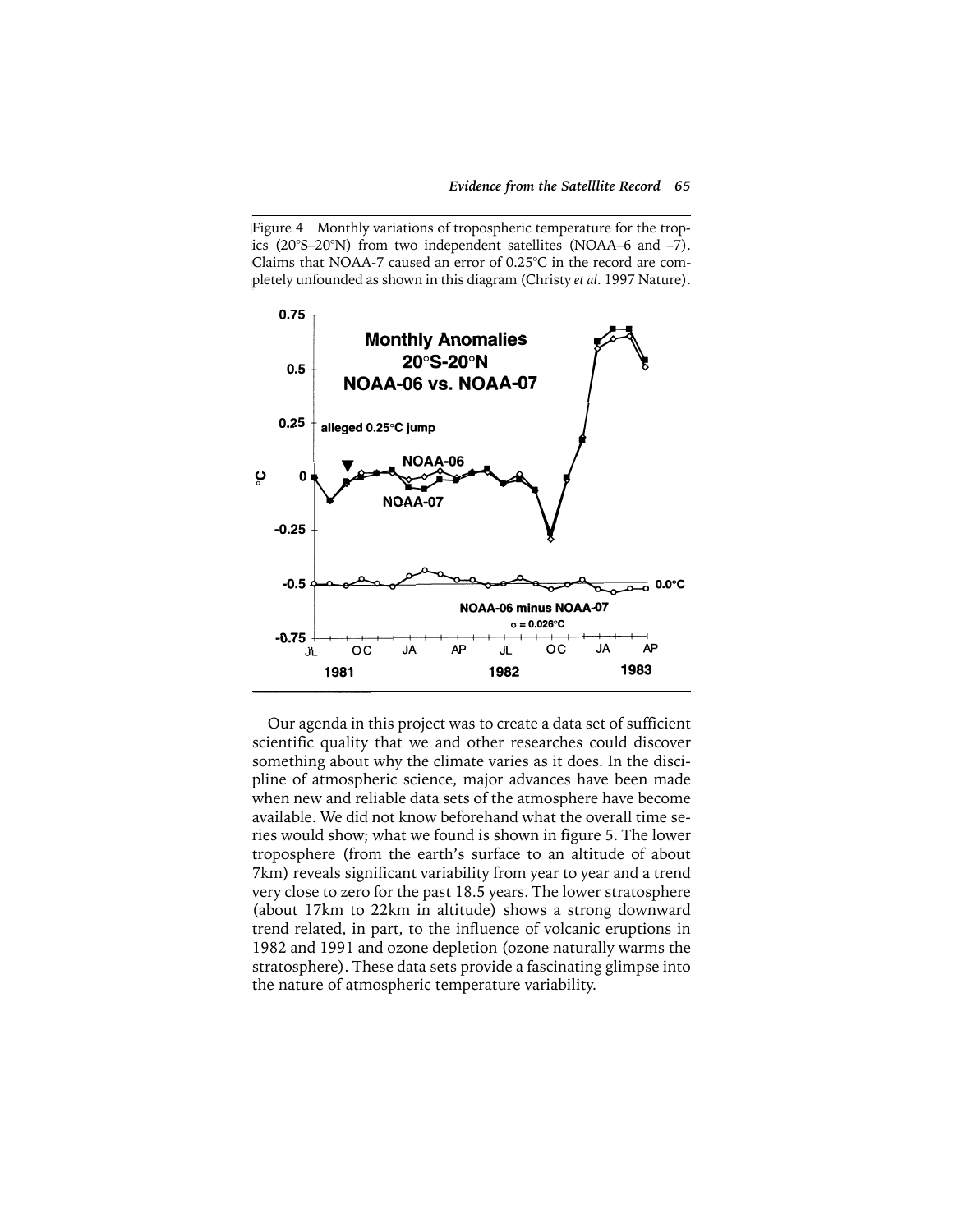Figure 4 Monthly variations of tropospheric temperature for the tropics (20°S–20°N) from two independent satellites (NOAA–6 and –7). Claims that NOAA-7 caused an error of 0.25°C in the record are completely unfounded as shown in this diagram (Christy *et al.* 1997 Nature).

Our agenda in this project was to create a data set of sufficient scientific quality that we and other researches could discover something about why the climate varies as it does. In the discipline of atmospheric science, major advances have been made when new and reliable data sets of the atmosphere have become available. We did not know beforehand what the overall time series would show; what we found is shown in figure 5. The lower troposphere (from the earth's surface to an altitude of about 7km) reveals significant variability from year to year and a trend very close to zero for the past 18.5 years. The lower stratosphere (about 17km to 22km in altitude) shows a strong downward trend related, in part, to the influence of volcanic eruptions in 1982 and 1991 and ozone depletion (ozone naturally warms the stratosphere). These data sets provide a fascinating glimpse into the nature of atmospheric temperature variability.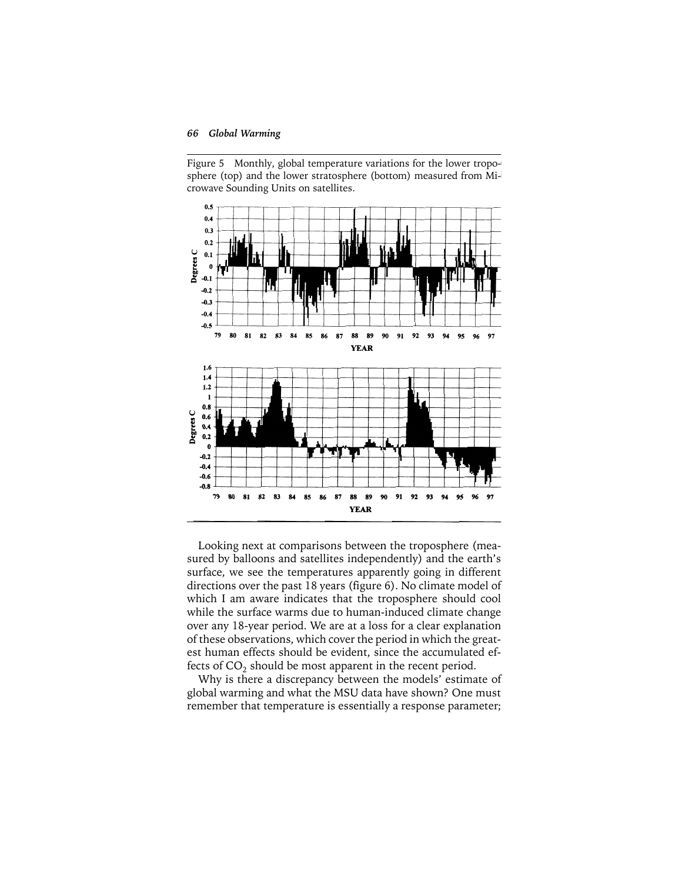Figure 5 Monthly, global temperature variations for the lower troposphere (top) and the lower stratosphere (bottom) measured from Microwave Sounding Units on satellites.

Looking next at comparisons between the troposphere (measured by balloons and satellites independently) and the earth's surface, we see the temperatures apparently going in different directions over the past 18 years (figure 6). No climate model of which I am aware indicates that the troposphere should cool while the surface warms due to human-induced climate change over any 18-year period. We are at a loss for a clear explanation of these observations, which cover the period in which the greatest human effects should be evident, since the accumulated effects of $CO_2$ should be most apparent in the recent period.

Why is there a discrepancy between the models' estimate of global warming and what the MSU data have shown? One must remember that temperature is essentially a response parameter;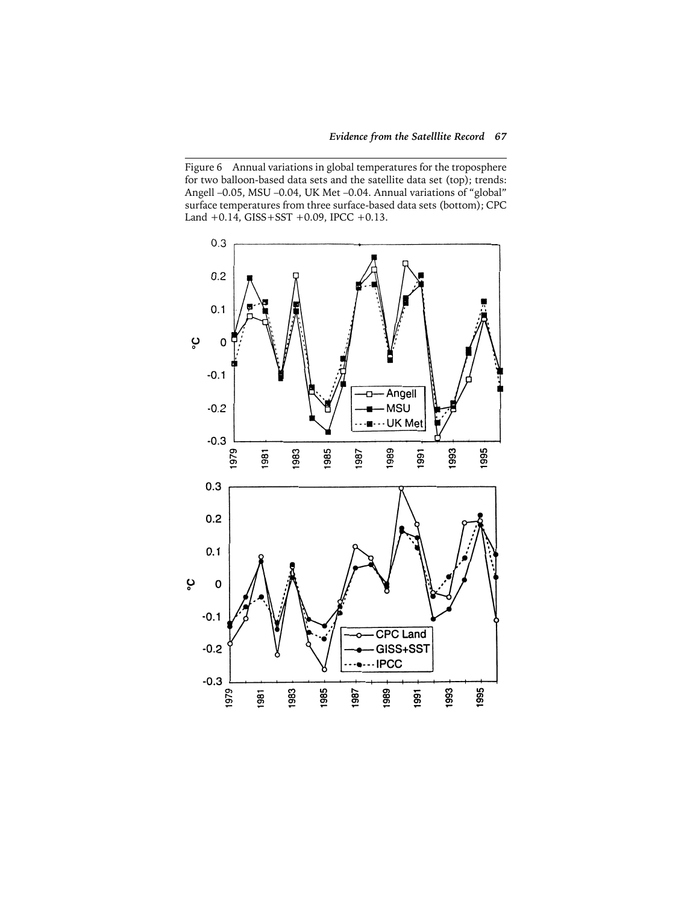Figure 6 Annual variations in global temperatures for the troposphere for two balloon-based data sets and the satellite data set (top); trends: Angell –0.05, MSU –0.04, UK Met –0.04. Annual variations of "global" surface temperatures from three surface-based data sets (bottom); CPC Land +0.14, GISS+SST +0.09, IPCC +0.13.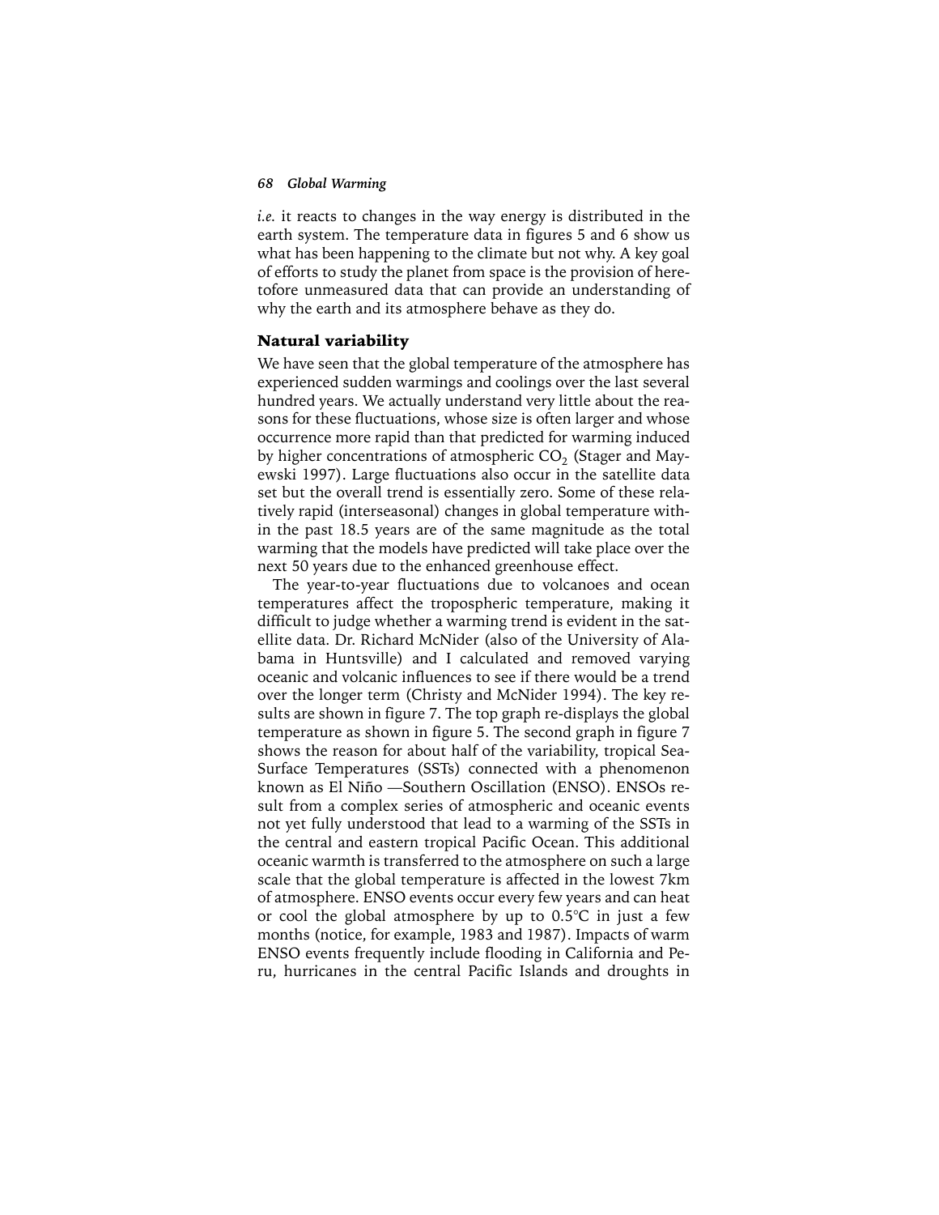*i.e.* it reacts to changes in the way energy is distributed in the earth system. The temperature data in figures 5 and 6 show us what has been happening to the climate but not why. A key goal of efforts to study the planet from space is the provision of heretofore unmeasured data that can provide an understanding of why the earth and its atmosphere behave as they do.

## Natural variability

We have seen that the global temperature of the atmosphere has experienced sudden warmings and coolings over the last several hundred years. We actually understand very little about the reasons for these fluctuations, whose size is often larger and whose occurrence more rapid than that predicted for warming induced by higher concentrations of atmospheric $CO_2$ (Stager and Mayewski 1997). Large fluctuations also occur in the satellite data set but the overall trend is essentially zero. Some of these relatively rapid (interseasonal) changes in global temperature within the past 18.5 years are of the same magnitude as the total warming that the models have predicted will take place over the next 50 years due to the enhanced greenhouse effect.

The year-to-year fluctuations due to volcanoes and ocean temperatures affect the tropospheric temperature, making it difficult to judge whether a warming trend is evident in the satellite data. Dr. Richard McNider (also of the University of Alabama in Huntsville) and I calculated and removed varying oceanic and volcanic influences to see if there would be a trend over the longer term (Christy and McNider 1994). The key results are shown in figure 7. The top graph re-displays the global temperature as shown in figure 5. The second graph in figure 7 shows the reason for about half of the variability, tropical Sea-Surface Temperatures (SSTs) connected with a phenomenon known as El Niño —Southern Oscillation (ENSO). ENSOs result from a complex series of atmospheric and oceanic events not yet fully understood that lead to a warming of the SSTs in the central and eastern tropical Pacific Ocean. This additional oceanic warmth is transferred to the atmosphere on such a large scale that the global temperature is affected in the lowest 7km of atmosphere. ENSO events occur every few years and can heat or cool the global atmosphere by up to 0.5°C in just a few months (notice, for example, 1983 and 1987). Impacts of warm ENSO events frequently include flooding in California and Peru, hurricanes in the central Pacific Islands and droughts in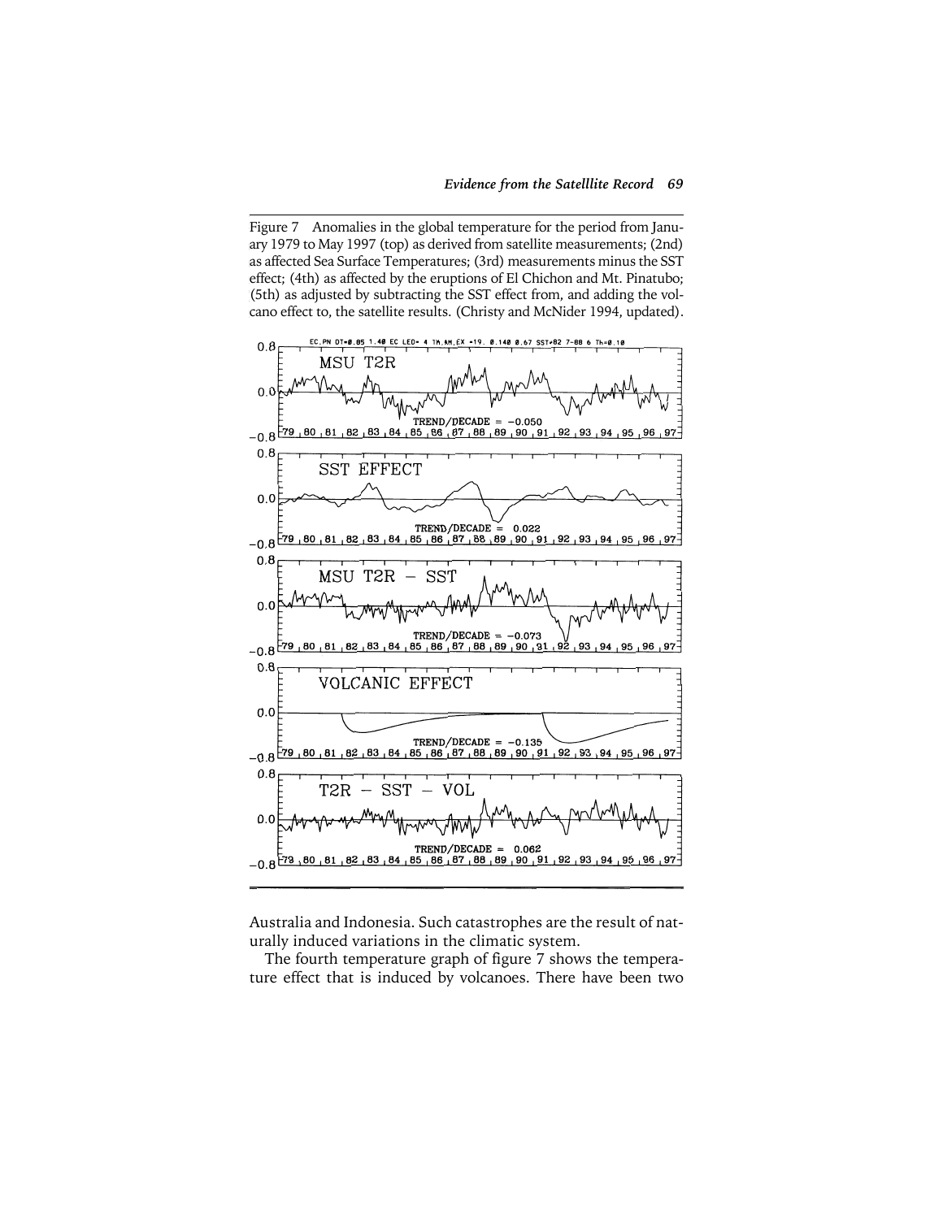Figure 7 Anomalies in the global temperature for the period from January 1979 to May 1997 (top) as derived from satellite measurements; (2nd) as affected Sea Surface Temperatures; (3rd) measurements minus the SST effect; (4th) as affected by the eruptions of El Chichon and Mt. Pinatubo; (5th) as adjusted by subtracting the SST effect from, and adding the volcano effect to, the satellite results. (Christy and McNider 1994, updated).

Australia and Indonesia. Such catastrophes are the result of naturally induced variations in the climatic system.

The fourth temperature graph of figure 7 shows the temperature effect that is induced by volcanoes. There have been two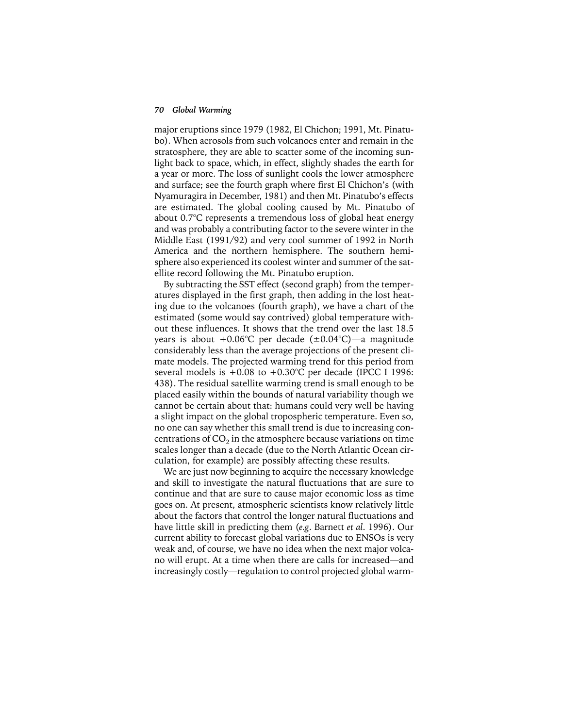major eruptions since 1979 (1982, El Chichon; 1991, Mt. Pinatubo). When aerosols from such volcanoes enter and remain in the stratosphere, they are able to scatter some of the incoming sunlight back to space, which, in effect, slightly shades the earth for a year or more. The loss of sunlight cools the lower atmosphere and surface; see the fourth graph where first El Chichon's (with Nyamuragira in December, 1981) and then Mt. Pinatubo's effects are estimated. The global cooling caused by Mt. Pinatubo of about 0.7°C represents a tremendous loss of global heat energy and was probably a contributing factor to the severe winter in the Middle East (1991/92) and very cool summer of 1992 in North America and the northern hemisphere. The southern hemisphere also experienced its coolest winter and summer of the satellite record following the Mt. Pinatubo eruption.

By subtracting the SST effect (second graph) from the temperatures displayed in the first graph, then adding in the lost heating due to the volcanoes (fourth graph), we have a chart of the estimated (some would say contrived) global temperature without these influences. It shows that the trend over the last 18.5 years is about +0.06°C per decade (±0.04°C)—a magnitude considerably less than the average projections of the present climate models. The projected warming trend for this period from several models is +0.08 to +0.30°C per decade (IPCC I 1996: 438). The residual satellite warming trend is small enough to be placed easily within the bounds of natural variability though we cannot be certain about that: humans could very well be having a slight impact on the global tropospheric temperature. Even so, no one can say whether this small trend is due to increasing concentrations of $CO_2$ in the atmosphere because variations on time scales longer than a decade (due to the North Atlantic Ocean circulation, for example) are possibly affecting these results.

We are just now beginning to acquire the necessary knowledge and skill to investigate the natural fluctuations that are sure to continue and that are sure to cause major economic loss as time goes on. At present, atmospheric scientists know relatively little about the factors that control the longer natural fluctuations and have little skill in predicting them (*e.g.* Barnett *et al.* 1996). Our current ability to forecast global variations due to ENSOs is very weak and, of course, we have no idea when the next major volcano will erupt. At a time when there are calls for increased—and increasingly costly—regulation to control projected global warm-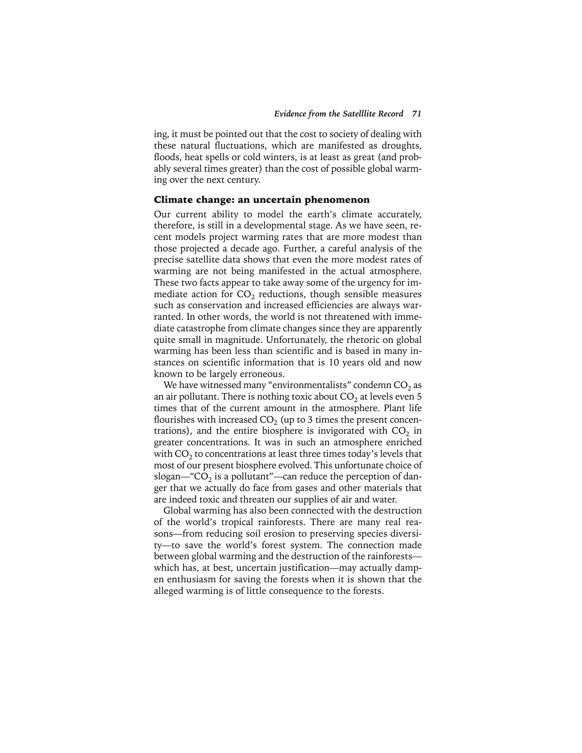ing, it must be pointed out that the cost to society of dealing with these natural fluctuations, which are manifested as droughts, floods, heat spells or cold winters, is at least as great (and probably several times greater) than the cost of possible global warming over the next century.

## Climate change: an uncertain phenomenon

Our current ability to model the earth's climate accurately, therefore, is still in a developmental stage. As we have seen, recent models project warming rates that are more modest than those projected a decade ago. Further, a careful analysis of the precise satellite data shows that even the more modest rates of warming are not being manifested in the actual atmosphere. These two facts appear to take away some of the urgency for immediate action for $CO_2$ reductions, though sensible measures such as conservation and increased efficiencies are always warranted. In other words, the world is not threatened with immediate catastrophe from climate changes since they are apparently quite small in magnitude. Unfortunately, the rhetoric on global warming has been less than scientific and is based in many instances on scientific information that is 10 years old and now known to be largely erroneous.

We have witnessed many "environmentalists" condemn $CO_2$ as an air pollutant. There is nothing toxic about $CO_2$ at levels even 5 times that of the current amount in the atmosphere. Plant life flourishes with increased $CO_2$ (up to 3 times the present concentrations), and the entire biosphere is invigorated with $CO_2$ in greater concentrations. It was in such an atmosphere enriched with $CO_2$ to concentrations at least three times today's levels that most of our present biosphere evolved. This unfortunate choice of slogan—"$CO_2$ is a pollutant"—can reduce the perception of danger that we actually do face from gases and other materials that are indeed toxic and threaten our supplies of air and water.

Global warming has also been connected with the destruction of the world's tropical rainforests. There are many real reasons—from reducing soil erosion to preserving species diversity—to save the world's forest system. The connection made between global warming and the destruction of the rainforests—which has, at best, uncertain justification—may actually dampen enthusiasm for saving the forests when it is shown that the alleged warming is of little consequence to the forests.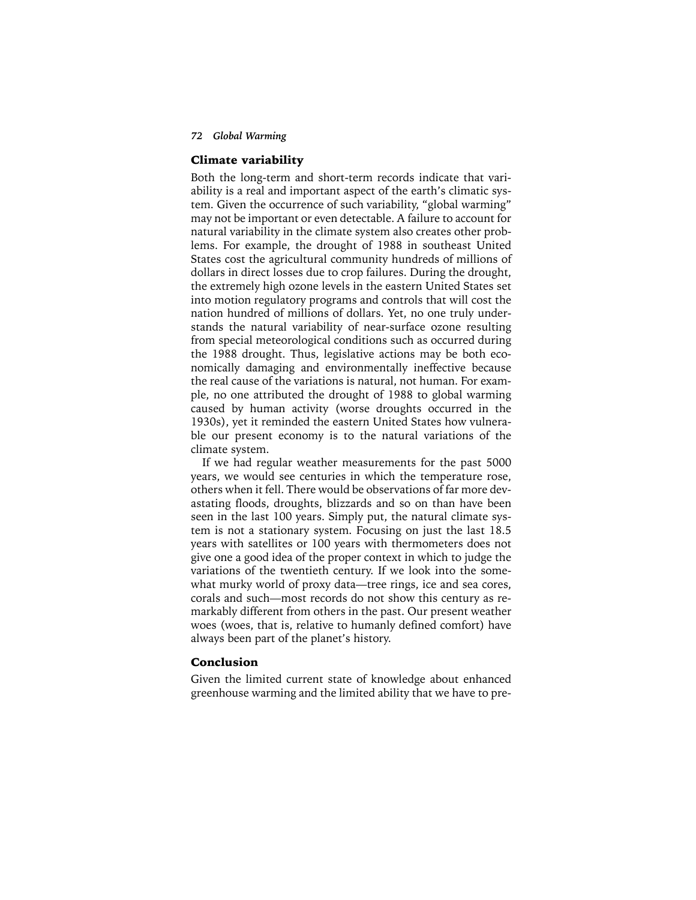## Climate variability

Both the long-term and short-term records indicate that variability is a real and important aspect of the earth's climatic system. Given the occurrence of such variability, "global warming" may not be important or even detectable. A failure to account for natural variability in the climate system also creates other problems. For example, the drought of 1988 in southeast United States cost the agricultural community hundreds of millions of dollars in direct losses due to crop failures. During the drought, the extremely high ozone levels in the eastern United States set into motion regulatory programs and controls that will cost the nation hundred of millions of dollars. Yet, no one truly understands the natural variability of near-surface ozone resulting from special meteorological conditions such as occurred during the 1988 drought. Thus, legislative actions may be both economically damaging and environmentally ineffective because the real cause of the variations is natural, not human. For example, no one attributed the drought of 1988 to global warming caused by human activity (worse droughts occurred in the 1930s), yet it reminded the eastern United States how vulnerable our present economy is to the natural variations of the climate system.

If we had regular weather measurements for the past 5000 years, we would see centuries in which the temperature rose, others when it fell. There would be observations of far more devastating floods, droughts, blizzards and so on than have been seen in the last 100 years. Simply put, the natural climate system is not a stationary system. Focusing on just the last 18.5 years with satellites or 100 years with thermometers does not give one a good idea of the proper context in which to judge the variations of the twentieth century. If we look into the somewhat murky world of proxy data—tree rings, ice and sea cores, corals and such—most records do not show this century as remarkably different from others in the past. Our present weather woes (woes, that is, relative to humanly defined comfort) have always been part of the planet's history.

## Conclusion

Given the limited current state of knowledge about enhanced greenhouse warming and the limited ability that we have to pre-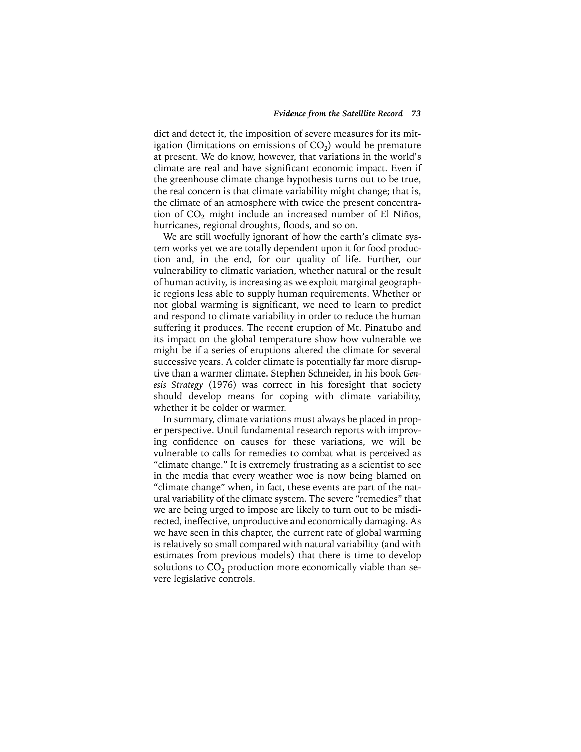dict and detect it, the imposition of severe measures for its mitigation (limitations on emissions of $CO_2$) would be premature at present. We do know, however, that variations in the world's climate are real and have significant economic impact. Even if the greenhouse climate change hypothesis turns out to be true, the real concern is that climate variability might change; that is, the climate of an atmosphere with twice the present concentration of $CO_2$ might include an increased number of El Niños, hurricanes, regional droughts, floods, and so on.

We are still woefully ignorant of how the earth's climate system works yet we are totally dependent upon it for food production and, in the end, for our quality of life. Further, our vulnerability to climatic variation, whether natural or the result of human activity, is increasing as we exploit marginal geographic regions less able to supply human requirements. Whether or not global warming is significant, we need to learn to predict and respond to climate variability in order to reduce the human suffering it produces. The recent eruption of Mt. Pinatubo and its impact on the global temperature show how vulnerable we might be if a series of eruptions altered the climate for several successive years. A colder climate is potentially far more disruptive than a warmer climate. Stephen Schneider, in his book *Genesis Strategy* (1976) was correct in his foresight that society should develop means for coping with climate variability, whether it be colder or warmer.

In summary, climate variations must always be placed in proper perspective. Until fundamental research reports with improving confidence on causes for these variations, we will be vulnerable to calls for remedies to combat what is perceived as "climate change." It is extremely frustrating as a scientist to see in the media that every weather woe is now being blamed on "climate change" when, in fact, these events are part of the natural variability of the climate system. The severe "remedies" that we are being urged to impose are likely to turn out to be misdirected, ineffective, unproductive and economically damaging. As we have seen in this chapter, the current rate of global warming is relatively so small compared with natural variability (and with estimates from previous models) that there is time to develop solutions to $CO_2$ production more economically viable than severe legislative controls.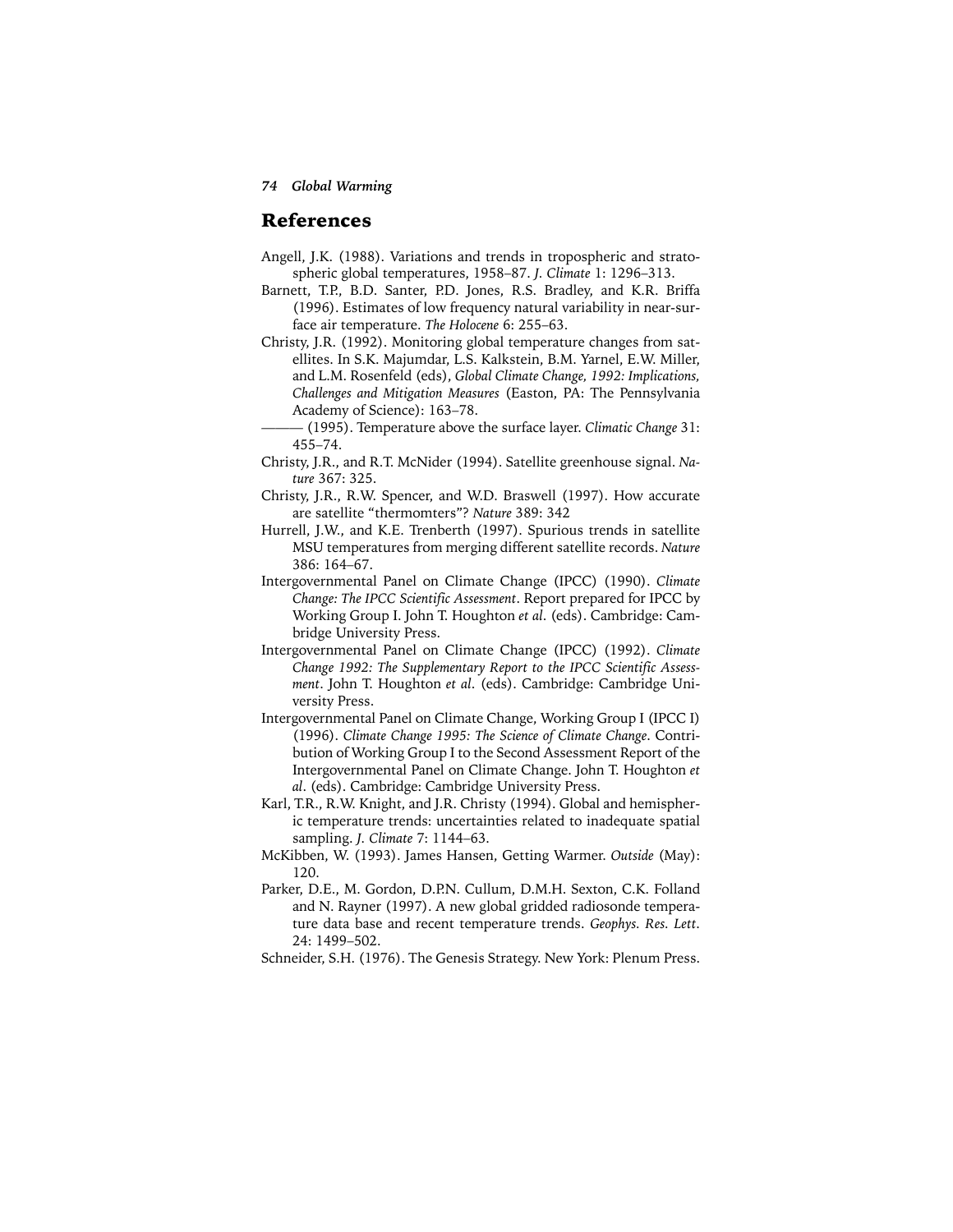## References

Angell, J.K. (1988). Variations and trends in tropospheric and stratospheric global temperatures, 1958–87. *J. Climate* 1: 1296–313.

Barnett, T.P., B.D. Santer, P.D. Jones, R.S. Bradley, and K.R. Briffa (1996). Estimates of low frequency natural variability in near-surface air temperature. *The Holocene* 6: 255–63.

Christy, J.R. (1992). Monitoring global temperature changes from satellites. In S.K. Majumdar, L.S. Kalkstein, B.M. Yarnel, E.W. Miller, and L.M. Rosenfeld (eds), *Global Climate Change, 1992: Implications, Challenges and Mitigation Measures* (Easton, PA: The Pennsylvania Academy of Science): 163–78.

——— (1995). Temperature above the surface layer. *Climatic Change* 31: 455–74.

Christy, J.R., and R.T. McNider (1994). Satellite greenhouse signal. *Nature* 367: 325.

Christy, J.R., R.W. Spencer, and W.D. Braswell (1997). How accurate are satellite "thermomters"? *Nature* 389: 342

Hurrell, J.W., and K.E. Trenberth (1997). Spurious trends in satellite MSU temperatures from merging different satellite records. *Nature* 386: 164–67.

Intergovernmental Panel on Climate Change (IPCC) (1990). *Climate Change: The IPCC Scientific Assessment*. Report prepared for IPCC by Working Group I. John T. Houghton *et al*. (eds). Cambridge: Cambridge University Press.

Intergovernmental Panel on Climate Change (IPCC) (1992). *Climate Change 1992: The Supplementary Report to the IPCC Scientific Assessment*. John T. Houghton *et al*. (eds). Cambridge: Cambridge University Press.

Intergovernmental Panel on Climate Change, Working Group I (IPCC I) (1996). *Climate Change 1995: The Science of Climate Change*. Contribution of Working Group I to the Second Assessment Report of the Intergovernmental Panel on Climate Change. John T. Houghton *et al*. (eds). Cambridge: Cambridge University Press.

Karl, T.R., R.W. Knight, and J.R. Christy (1994). Global and hemispheric temperature trends: uncertainties related to inadequate spatial sampling. *J. Climate* 7: 1144–63.

McKibben, W. (1993). James Hansen, Getting Warmer. *Outside* (May): 120.

Parker, D.E., M. Gordon, D.P.N. Cullum, D.M.H. Sexton, C.K. Folland and N. Rayner (1997). A new global gridded radiosonde temperature data base and recent temperature trends. *Geophys. Res. Lett*. 24: 1499–502.

Schneider, S.H. (1976). The Genesis Strategy. New York: Plenum Press.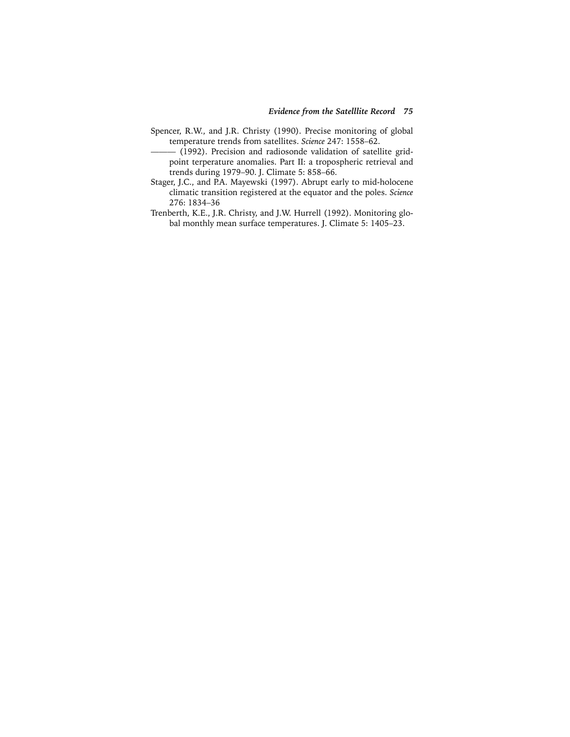Spencer, R.W., and J.R. Christy (1990). Precise monitoring of global temperature trends from satellites. *Science* 247: 1558–62.

——— (1992). Precision and radiosonde validation of satellite gridpoint terperature anomalies. Part II: a tropospheric retrieval and trends during 1979–90. J. Climate 5: 858–66.

Stager, J.C., and P.A. Mayewski (1997). Abrupt early to mid-holocene climatic transition registered at the equator and the poles. *Science* 276: 1834–36

Trenberth, K.E., J.R. Christy, and J.W. Hurrell (1992). Monitoring global monthly mean surface temperatures. J. Climate 5: 1405–23.